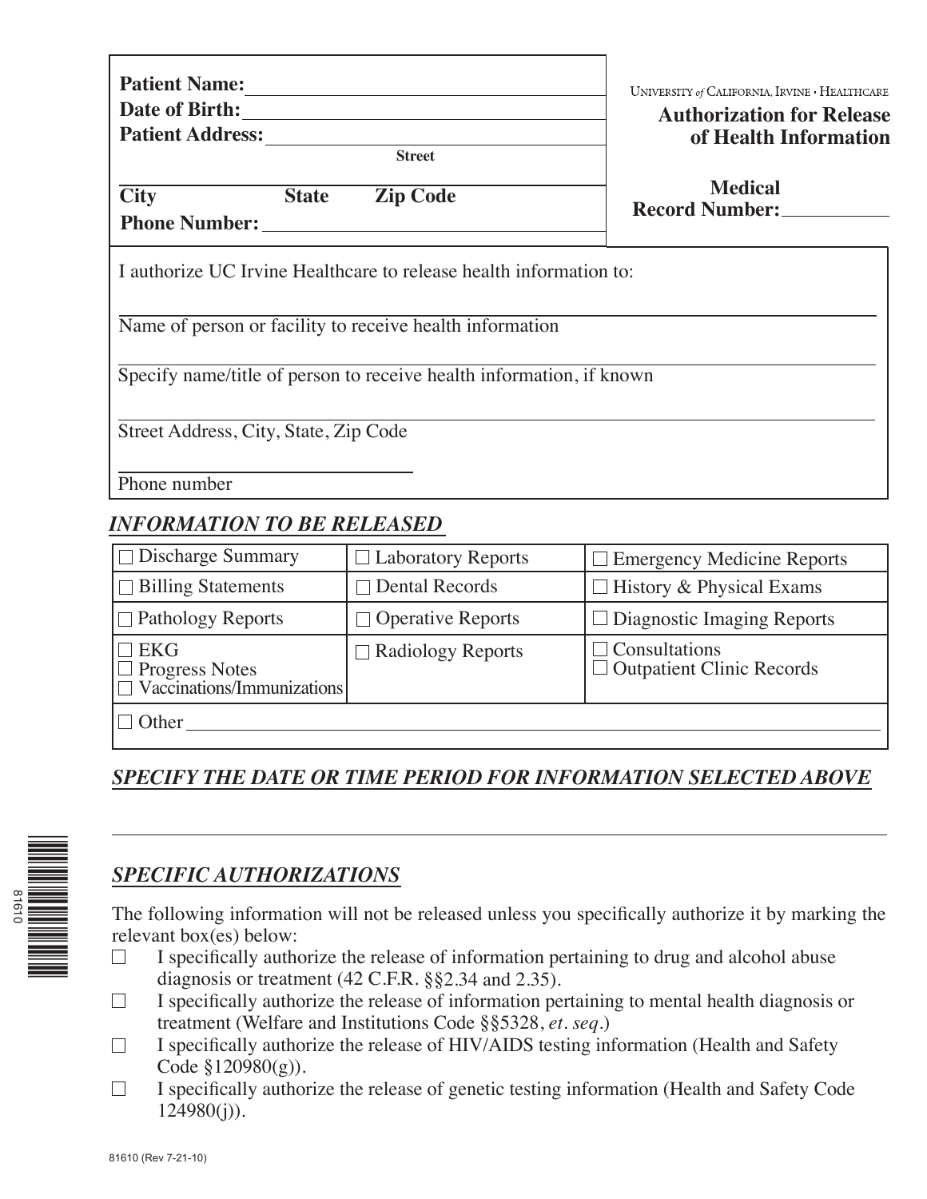**Patient Name:** \_\_\_\_\_\_\_\_\_\_\_\_\_\_\_\_\_\_\_\_\_\_\_\_\_\_\_\_

**Date of Birth:** \_\_\_\_\_\_\_\_\_\_\_\_\_\_\_\_\_\_\_\_\_\_\_\_\_\_\_\_

**Patient Address:** \_\_\_\_\_\_\_\_\_\_\_\_\_\_\_\_\_\_\_\_\_\_\_\_\_\_\_\_
**Street**

\_\_\_\_\_\_\_\_\_\_\_\_\_\_\_\_\_\_\_\_\_\_\_\_\_\_\_\_
**City** **State** **Zip Code**

**Phone Number:** \_\_\_\_\_\_\_\_\_\_\_\_\_\_\_\_\_\_\_\_\_\_\_\_\_\_\_\_

UNIVERSITY *of* CALIFORNIA, IRVINE · HEALTHCARE

# Authorization for Release of Health Information

**Medical Record Number:** \_\_\_\_\_\_\_\_\_\_

I authorize UC Irvine Healthcare to release health information to:

\_\_\_\_\_\_\_\_\_\_\_\_\_\_\_\_\_\_\_\_\_\_\_\_\_\_\_\_\_\_\_\_\_\_\_\_\_\_\_\_\_\_\_\_\_\_\_\_\_\_\_\_
Name of person or facility to receive health information

\_\_\_\_\_\_\_\_\_\_\_\_\_\_\_\_\_\_\_\_\_\_\_\_\_\_\_\_\_\_\_\_\_\_\_\_\_\_\_\_\_\_\_\_\_\_\_\_\_\_\_\_
Specify name/title of person to receive health information, if known

\_\_\_\_\_\_\_\_\_\_\_\_\_\_\_\_\_\_\_\_\_\_\_\_\_\_\_\_\_\_\_\_\_\_\_\_\_\_\_\_\_\_\_\_\_\_\_\_\_\_\_\_
Street Address, City, State, Zip Code

\_\_\_\_\_\_\_\_\_\_\_\_\_\_\_\_\_\_\_\_\_\_\_\_\_\_\_\_
Phone number

## *INFORMATION TO BE RELEASED*

| | | |
|---|---|---|
| ☐ Discharge Summary | ☐ Laboratory Reports | ☐ Emergency Medicine Reports |
| ☐ Billing Statements | ☐ Dental Records | ☐ History & Physical Exams |
| ☐ Pathology Reports | ☐ Operative Reports | ☐ Diagnostic Imaging Reports |
| ☐ EKG<br>☐ Progress Notes<br>☐ Vaccinations/Immunizations | ☐ Radiology Reports | ☐ Consultations<br>☐ Outpatient Clinic Records |
| ☐ Other \_\_\_\_\_\_\_\_\_\_\_\_\_\_\_\_\_\_\_\_\_\_\_\_\_\_\_\_ | | |

## *SPECIFY THE DATE OR TIME PERIOD FOR INFORMATION SELECTED ABOVE*

\_\_\_\_\_\_\_\_\_\_\_\_\_\_\_\_\_\_\_\_\_\_\_\_\_\_\_\_\_\_\_\_\_\_\_\_\_\_\_\_\_\_\_\_\_\_\_\_\_\_\_\_

## *SPECIFIC AUTHORIZATIONS*

The following information will not be released unless you specifically authorize it by marking the relevant box(es) below:

☐ I specifically authorize the release of information pertaining to drug and alcohol abuse diagnosis or treatment (42 C.F.R. §§2.34 and 2.35).

☐ I specifically authorize the release of information pertaining to mental health diagnosis or treatment (Welfare and Institutions Code §§5328, *et. seq.*)

☐ I specifically authorize the release of HIV/AIDS testing information (Health and Safety Code §120980(g)).

☐ I specifically authorize the release of genetic testing information (Health and Safety Code 124980(j)).

81610

81610 (Rev 7-21-10)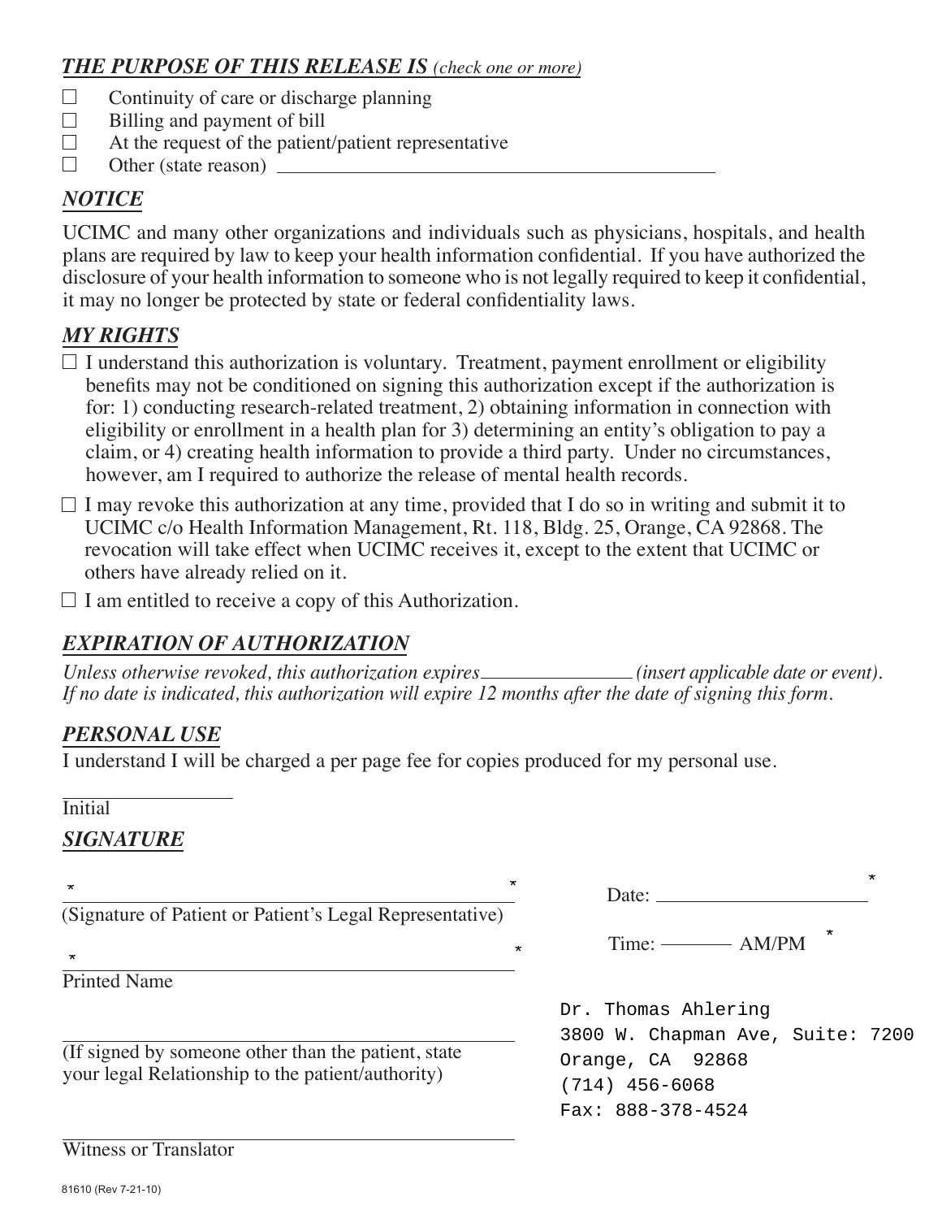***THE PURPOSE OF THIS RELEASE IS*** *(check one or more)*

- ☐ Continuity of care or discharge planning
- ☐ Billing and payment of bill
- ☐ At the request of the patient/patient representative
- ☐ Other (state reason) ___________________________________________

## ***NOTICE***

UCIMC and many other organizations and individuals such as physicians, hospitals, and health plans are required by law to keep your health information confidential. If you have authorized the disclosure of your health information to someone who is not legally required to keep it confidential, it may no longer be protected by state or federal confidentiality laws.

## ***MY RIGHTS***

☐ I understand this authorization is voluntary. Treatment, payment enrollment or eligibility benefits may not be conditioned on signing this authorization except if the authorization is for: 1) conducting research-related treatment, 2) obtaining information in connection with eligibility or enrollment in a health plan for 3) determining an entity's obligation to pay a claim, or 4) creating health information to provide a third party. Under no circumstances, however, am I required to authorize the release of mental health records.

☐ I may revoke this authorization at any time, provided that I do so in writing and submit it to UCIMC c/o Health Information Management, Rt. 118, Bldg. 25, Orange, CA 92868. The revocation will take effect when UCIMC receives it, except to the extent that UCIMC or others have already relied on it.

☐ I am entitled to receive a copy of this Authorization.

## ***EXPIRATION OF AUTHORIZATION***

*Unless otherwise revoked, this authorization expires______________ (insert applicable date or event). If no date is indicated, this authorization will expire 12 months after the date of signing this form.*

## ***PERSONAL USE***

I understand I will be charged a per page fee for copies produced for my personal use.

_______________
Initial

## ***SIGNATURE***

*_____________________________________________*
(Signature of Patient or Patient's Legal Representative)

Date: _____________________ *

Time: ______ AM/PM *

*_____________________________________________*
Printed Name

_____________________________________________
(If signed by someone other than the patient, state your legal Relationship to the patient/authority)

Dr. Thomas Ahlering
3800 W. Chapman Ave, Suite: 7200
Orange, CA 92868
(714) 456-6068
Fax: 888-378-4524

_____________________________________________
Witness or Translator

81610 (Rev 7-21-10)